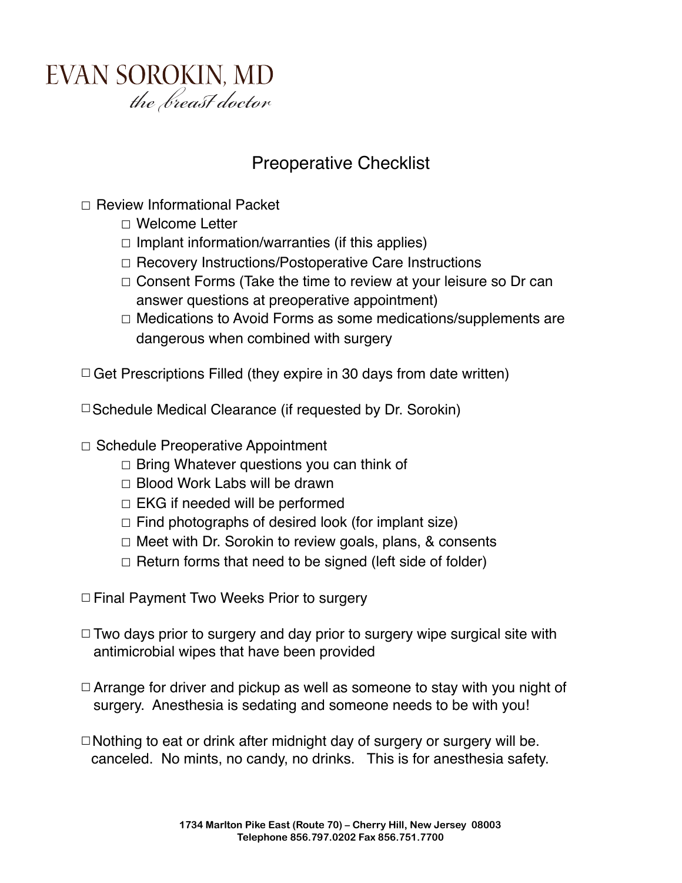# EVAN SOROKIN, MD

*the breast doctor*

## Preoperative Checklist

- ☐ Review Informational Packet
  - ☐ Welcome Letter
  - ☐ Implant information/warranties (if this applies)
  - ☐ Recovery Instructions/Postoperative Care Instructions
  - ☐ Consent Forms (Take the time to review at your leisure so Dr can answer questions at preoperative appointment)
  - ☐ Medications to Avoid Forms as some medications/supplements are dangerous when combined with surgery

- ☐ Get Prescriptions Filled (they expire in 30 days from date written)

- ☐ Schedule Medical Clearance (if requested by Dr. Sorokin)

- ☐ Schedule Preoperative Appointment
  - ☐ Bring Whatever questions you can think of
  - ☐ Blood Work Labs will be drawn
  - ☐ EKG if needed will be performed
  - ☐ Find photographs of desired look (for implant size)
  - ☐ Meet with Dr. Sorokin to review goals, plans, & consents
  - ☐ Return forms that need to be signed (left side of folder)

- ☐ Final Payment Two Weeks Prior to surgery

- ☐ Two days prior to surgery and day prior to surgery wipe surgical site with antimicrobial wipes that have been provided

- ☐ Arrange for driver and pickup as well as someone to stay with you night of surgery. Anesthesia is sedating and someone needs to be with you!

- ☐ Nothing to eat or drink after midnight day of surgery or surgery will be. canceled. No mints, no candy, no drinks. This is for anesthesia safety.

**1734 Marlton Pike East (Route 70) – Cherry Hill, New Jersey 08003**
**Telephone 856.797.0202 Fax 856.751.7700**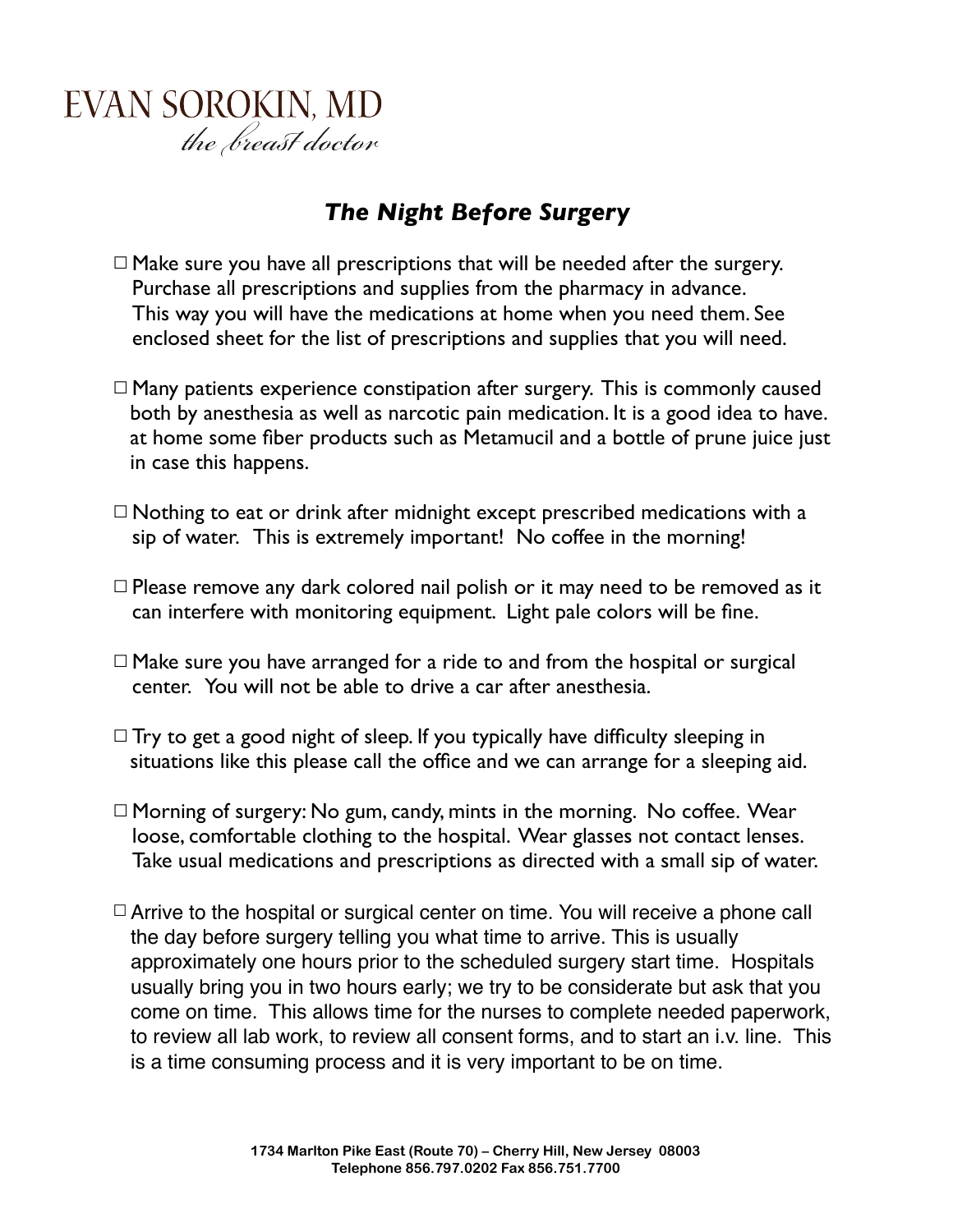# EVAN SOROKIN, MD

*the breast doctor*

## *The Night Before Surgery*

- ☐ Make sure you have all prescriptions that will be needed after the surgery. Purchase all prescriptions and supplies from the pharmacy in advance. This way you will have the medications at home when you need them. See enclosed sheet for the list of prescriptions and supplies that you will need.

- ☐ Many patients experience constipation after surgery. This is commonly caused both by anesthesia as well as narcotic pain medication. It is a good idea to have. at home some fiber products such as Metamucil and a bottle of prune juice just in case this happens.

- ☐ Nothing to eat or drink after midnight except prescribed medications with a sip of water. This is extremely important! No coffee in the morning!

- ☐ Please remove any dark colored nail polish or it may need to be removed as it can interfere with monitoring equipment. Light pale colors will be fine.

- ☐ Make sure you have arranged for a ride to and from the hospital or surgical center. You will not be able to drive a car after anesthesia.

- ☐ Try to get a good night of sleep. If you typically have difficulty sleeping in situations like this please call the office and we can arrange for a sleeping aid.

- ☐ Morning of surgery: No gum, candy, mints in the morning. No coffee. Wear loose, comfortable clothing to the hospital. Wear glasses not contact lenses. Take usual medications and prescriptions as directed with a small sip of water.

- ☐ Arrive to the hospital or surgical center on time. You will receive a phone call the day before surgery telling you what time to arrive. This is usually approximately one hours prior to the scheduled surgery start time. Hospitals usually bring you in two hours early; we try to be considerate but ask that you come on time. This allows time for the nurses to complete needed paperwork, to review all lab work, to review all consent forms, and to start an i.v. line. This is a time consuming process and it is very important to be on time.

**1734 Marlton Pike East (Route 70) – Cherry Hill, New Jersey 08003**
**Telephone 856.797.0202 Fax 856.751.7700**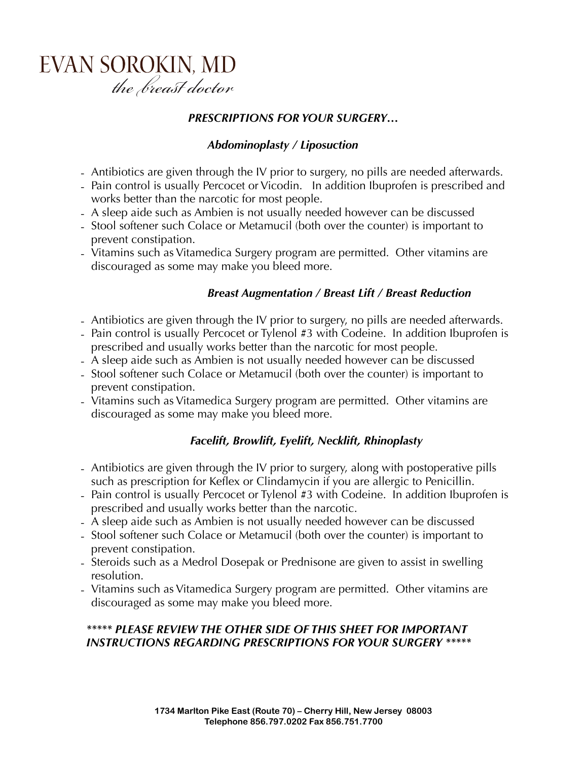# EVAN SOROKIN, MD

*the breast doctor*

## *PRESCRIPTIONS FOR YOUR SURGERY…*

### *Abdominoplasty / Liposuction*

- Antibiotics are given through the IV prior to surgery, no pills are needed afterwards.
- Pain control is usually Percocet or Vicodin. In addition Ibuprofen is prescribed and works better than the narcotic for most people.
- A sleep aide such as Ambien is not usually needed however can be discussed
- Stool softener such Colace or Metamucil (both over the counter) is important to prevent constipation.
- Vitamins such as Vitamedica Surgery program are permitted. Other vitamins are discouraged as some may make you bleed more.

### *Breast Augmentation / Breast Lift / Breast Reduction*

- Antibiotics are given through the IV prior to surgery, no pills are needed afterwards.
- Pain control is usually Percocet or Tylenol #3 with Codeine. In addition Ibuprofen is prescribed and usually works better than the narcotic for most people.
- A sleep aide such as Ambien is not usually needed however can be discussed
- Stool softener such Colace or Metamucil (both over the counter) is important to prevent constipation.
- Vitamins such as Vitamedica Surgery program are permitted. Other vitamins are discouraged as some may make you bleed more.

### *Facelift, Browlift, Eyelift, Necklift, Rhinoplasty*

- Antibiotics are given through the IV prior to surgery, along with postoperative pills such as prescription for Keflex or Clindamycin if you are allergic to Penicillin.
- Pain control is usually Percocet or Tylenol #3 with Codeine. In addition Ibuprofen is prescribed and usually works better than the narcotic.
- A sleep aide such as Ambien is not usually needed however can be discussed
- Stool softener such Colace or Metamucil (both over the counter) is important to prevent constipation.
- Steroids such as a Medrol Dosepak or Prednisone are given to assist in swelling resolution.
- Vitamins such as Vitamedica Surgery program are permitted. Other vitamins are discouraged as some may make you bleed more.

***** ***PLEASE REVIEW THE OTHER SIDE OF THIS SHEET FOR IMPORTANT INSTRUCTIONS REGARDING PRESCRIPTIONS FOR YOUR SURGERY*** *****

**1734 Marlton Pike East (Route 70) – Cherry Hill, New Jersey 08003**
**Telephone 856.797.0202 Fax 856.751.7700**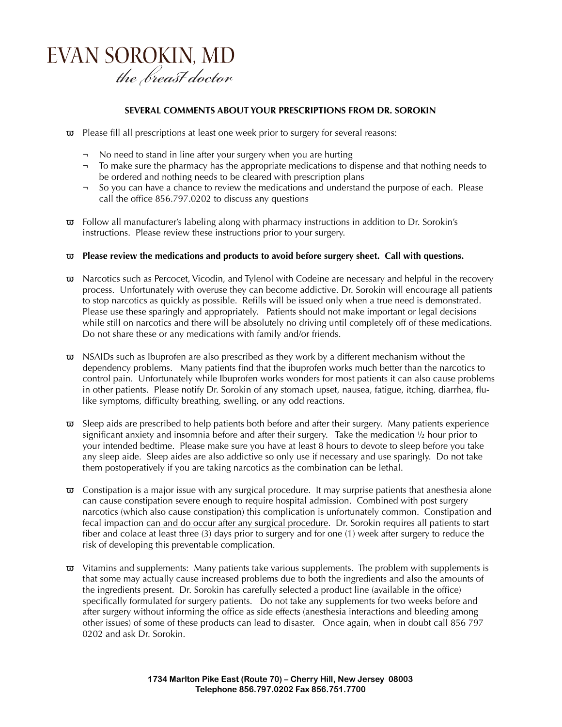EVAN SOROKIN, MD
*the breast doctor*

## SEVERAL COMMENTS ABOUT YOUR PRESCRIPTIONS FROM DR. SOROKIN

- Please fill all prescriptions at least one week prior to surgery for several reasons:
  - No need to stand in line after your surgery when you are hurting
  - To make sure the pharmacy has the appropriate medications to dispense and that nothing needs to be ordered and nothing needs to be cleared with prescription plans
  - So you can have a chance to review the medications and understand the purpose of each. Please call the office 856.797.0202 to discuss any questions

- Follow all manufacturer's labeling along with pharmacy instructions in addition to Dr. Sorokin's instructions. Please review these instructions prior to your surgery.

- **Please review the medications and products to avoid before surgery sheet. Call with questions.**

- Narcotics such as Percocet, Vicodin, and Tylenol with Codeine are necessary and helpful in the recovery process. Unfortunately with overuse they can become addictive. Dr. Sorokin will encourage all patients to stop narcotics as quickly as possible. Refills will be issued only when a true need is demonstrated. Please use these sparingly and appropriately. Patients should not make important or legal decisions while still on narcotics and there will be absolutely no driving until completely off of these medications. Do not share these or any medications with family and/or friends.

- NSAIDs such as Ibuprofen are also prescribed as they work by a different mechanism without the dependency problems. Many patients find that the ibuprofen works much better than the narcotics to control pain. Unfortunately while Ibuprofen works wonders for most patients it can also cause problems in other patients. Please notify Dr. Sorokin of any stomach upset, nausea, fatigue, itching, diarrhea, flu-like symptoms, difficulty breathing, swelling, or any odd reactions.

- Sleep aids are prescribed to help patients both before and after their surgery. Many patients experience significant anxiety and insomnia before and after their surgery. Take the medication ½ hour prior to your intended bedtime. Please make sure you have at least 8 hours to devote to sleep before you take any sleep aide. Sleep aides are also addictive so only use if necessary and use sparingly. Do not take them postoperatively if you are taking narcotics as the combination can be lethal.

- Constipation is a major issue with any surgical procedure. It may surprise patients that anesthesia alone can cause constipation severe enough to require hospital admission. Combined with post surgery narcotics (which also cause constipation) this complication is unfortunately common. Constipation and fecal impaction <u>can and do occur after any surgical procedure</u>. Dr. Sorokin requires all patients to start fiber and colace at least three (3) days prior to surgery and for one (1) week after surgery to reduce the risk of developing this preventable complication.

- Vitamins and supplements: Many patients take various supplements. The problem with supplements is that some may actually cause increased problems due to both the ingredients and also the amounts of the ingredients present. Dr. Sorokin has carefully selected a product line (available in the office) specifically formulated for surgery patients. Do not take any supplements for two weeks before and after surgery without informing the office as side effects (anesthesia interactions and bleeding among other issues) of some of these products can lead to disaster. Once again, when in doubt call 856 797 0202 and ask Dr. Sorokin.

**1734 Marlton Pike East (Route 70) – Cherry Hill, New Jersey 08003**
**Telephone 856.797.0202 Fax 856.751.7700**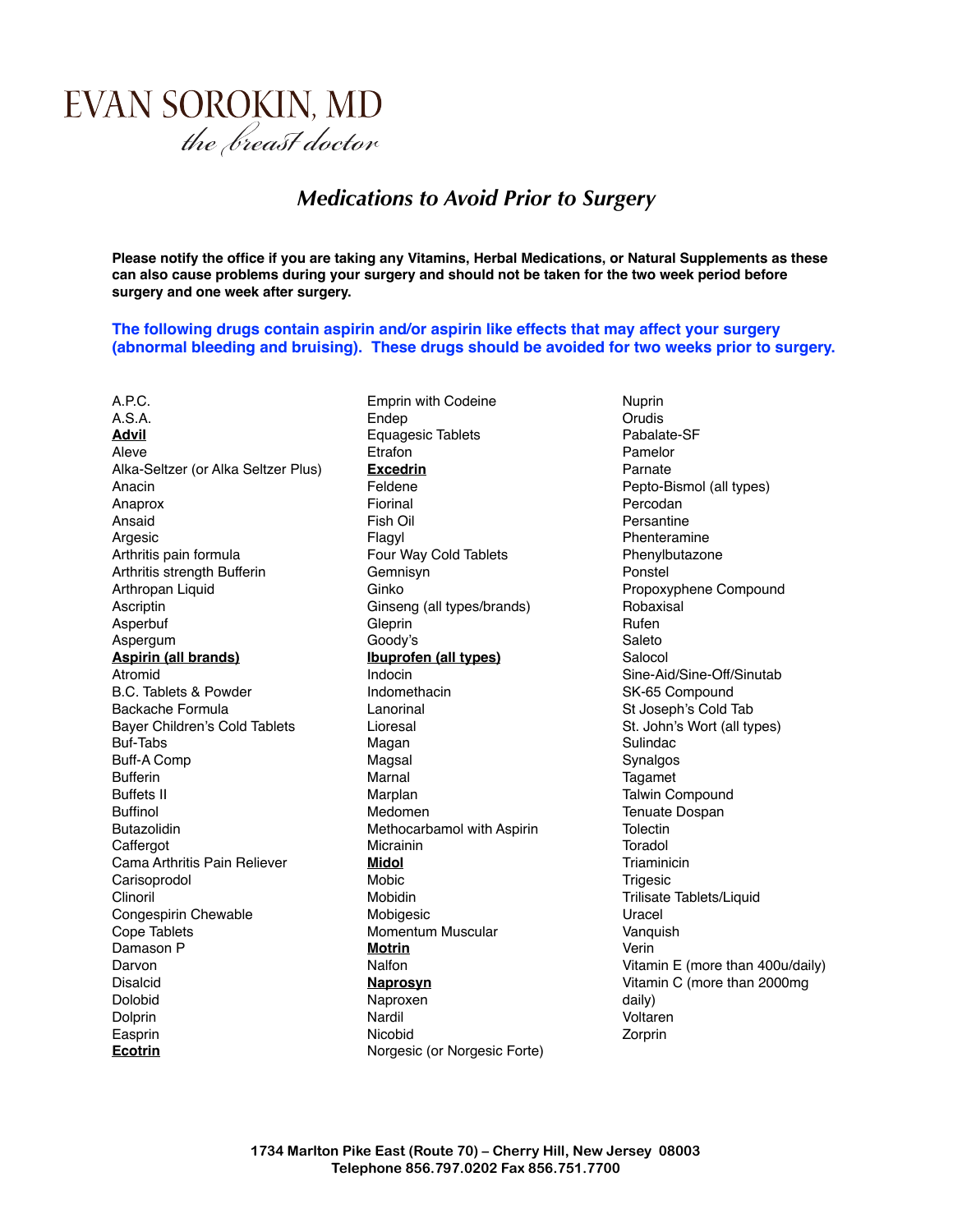# EVAN SOROKIN, MD

*the breast doctor*

## *Medications to Avoid Prior to Surgery*

**Please notify the office if you are taking any Vitamins, Herbal Medications, or Natural Supplements as these can also cause problems during your surgery and should not be taken for the two week period before surgery and one week after surgery.**

**The following drugs contain aspirin and/or aspirin like effects that may affect your surgery (abnormal bleeding and bruising). These drugs should be avoided for two weeks prior to surgery.**

A.P.C.
A.S.A.
**Advil**
Aleve
Alka-Seltzer (or Alka Seltzer Plus)
Anacin
Anaprox
Ansaid
Argesic
Arthritis pain formula
Arthritis strength Bufferin
Arthropan Liquid
Ascriptin
Asperbuf
Aspergum
**Aspirin (all brands)**
Atromid
B.C. Tablets & Powder
Backache Formula
Bayer Children's Cold Tablets
Buf-Tabs
Buff-A Comp
Bufferin
Buffets II
Buffinol
Butazolidin
Caffergot
Cama Arthritis Pain Reliever
Carisoprodol
Clinoril
Congespirin Chewable
Cope Tablets
Damason P
Darvon
Disalcid
Dolobid
Dolprin
Easprin
**Ecotrin**
Emprin with Codeine
Endep
Equagesic Tablets
Etrafon
**Excedrin**
Feldene
Fiorinal
Fish Oil
Flagyl
Four Way Cold Tablets
Gemnisyn
Ginko
Ginseng (all types/brands)
Gleprin
Goody's
**Ibuprofen (all types)**
Indocin
Indomethacin
Lanorinal
Lioresal
Magan
Magsal
Marnal
Marplan
Medomen
Methocarbamol with Aspirin
Micrainin
**Midol**
Mobic
Mobidin
Mobigesic
Momentum Muscular
**Motrin**
Nalfon
**Naprosyn**
Naproxen
Nardil
Nicobid
Norgesic (or Norgesic Forte)
Nuprin
Orudis
Pabalate-SF
Pamelor
Parnate
Pepto-Bismol (all types)
Percodan
Persantine
Phenteramine
Phenylbutazone
Ponstel
Propoxyphene Compound
Robaxisal
Rufen
Saleto
Salocol
Sine-Aid/Sine-Off/Sinutab
SK-65 Compound
St Joseph's Cold Tab
St. John's Wort (all types)
Sulindac
Synalgos
Tagamet
Talwin Compound
Tenuate Dospan
Tolectin
Toradol
Triaminicin
Trigesic
Trilisate Tablets/Liquid
Uracel
Vanquish
Verin
Vitamin E (more than 400u/daily)
Vitamin C (more than 2000mg daily)
Voltaren
Zorprin

**1734 Marlton Pike East (Route 70) – Cherry Hill, New Jersey 08003**
**Telephone 856.797.0202 Fax 856.751.7700**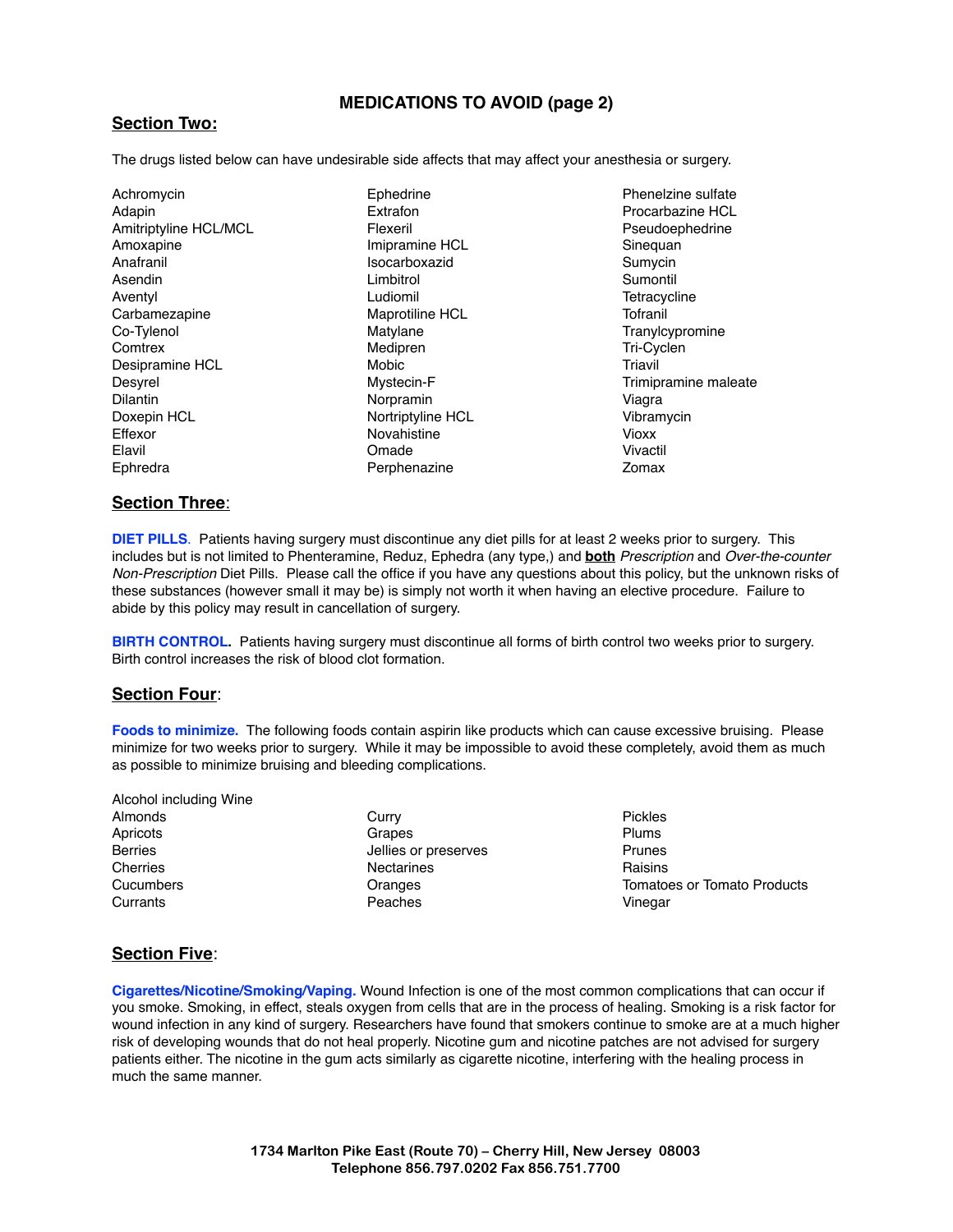# MEDICATIONS TO AVOID (page 2)

## Section Two:

The drugs listed below can have undesirable side affects that may affect your anesthesia or surgery.

- Achromycin
- Adapin
- Amitriptyline HCL/MCL
- Amoxapine
- Anafranil
- Asendin
- Aventyl
- Carbamezapine
- Co-Tylenol
- Comtrex
- Desipramine HCL
- Desyrel
- Dilantin
- Doxepin HCL
- Effexor
- Elavil
- Ephredra
- Ephedrine
- Extrafon
- Flexeril
- Imipramine HCL
- Isocarboxazid
- Limbitrol
- Ludiomil
- Maprotiline HCL
- Matylane
- Medipren
- Mobic
- Mystecin-F
- Norpramin
- Nortriptyline HCL
- Novahistine
- Omade
- Perphenazine
- Phenelzine sulfate
- Procarbazine HCL
- Pseudoephedrine
- Sinequan
- Sumycin
- Sumontil
- Tetracycline
- Tofranil
- Tranylcypromine
- Tri-Cyclen
- Triavil
- Trimipramine maleate
- Viagra
- Vibramycin
- Vioxx
- Vivactil
- Zomax

## Section Three:

**DIET PILLS**. Patients having surgery must discontinue any diet pills for at least 2 weeks prior to surgery. This includes but is not limited to Phenteramine, Reduz, Ephedra (any type,) and **both** *Prescription* and *Over-the-counter Non-Prescription* Diet Pills. Please call the office if you have any questions about this policy, but the unknown risks of these substances (however small it may be) is simply not worth it when having an elective procedure. Failure to abide by this policy may result in cancellation of surgery.

**BIRTH CONTROL.** Patients having surgery must discontinue all forms of birth control two weeks prior to surgery. Birth control increases the risk of blood clot formation.

## Section Four:

**Foods to minimize.** The following foods contain aspirin like products which can cause excessive bruising. Please minimize for two weeks prior to surgery. While it may be impossible to avoid these completely, avoid them as much as possible to minimize bruising and bleeding complications.

- Alcohol including Wine
- Almonds
- Apricots
- Berries
- Cherries
- Cucumbers
- Currants
- Curry
- Grapes
- Jellies or preserves
- Nectarines
- Oranges
- Peaches
- Pickles
- Plums
- Prunes
- Raisins
- Tomatoes or Tomato Products
- Vinegar

## Section Five:

**Cigarettes/Nicotine/Smoking/Vaping.** Wound Infection is one of the most common complications that can occur if you smoke. Smoking, in effect, steals oxygen from cells that are in the process of healing. Smoking is a risk factor for wound infection in any kind of surgery. Researchers have found that smokers continue to smoke are at a much higher risk of developing wounds that do not heal properly. Nicotine gum and nicotine patches are not advised for surgery patients either. The nicotine in the gum acts similarly as cigarette nicotine, interfering with the healing process in much the same manner.

**1734 Marlton Pike East (Route 70) – Cherry Hill, New Jersey 08003**
**Telephone 856.797.0202 Fax 856.751.7700**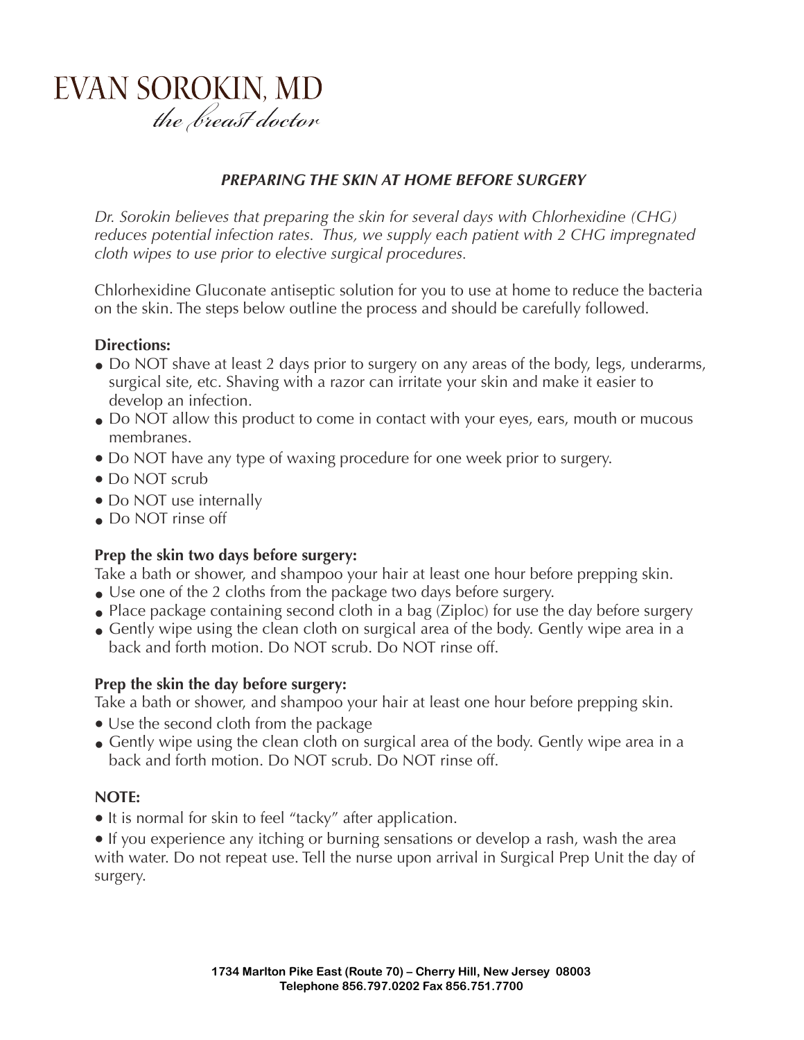# EVAN SOROKIN, MD

*the breast doctor*

## *PREPARING THE SKIN AT HOME BEFORE SURGERY*

*Dr. Sorokin believes that preparing the skin for several days with Chlorhexidine (CHG) reduces potential infection rates. Thus, we supply each patient with 2 CHG impregnated cloth wipes to use prior to elective surgical procedures.*

Chlorhexidine Gluconate antiseptic solution for you to use at home to reduce the bacteria on the skin. The steps below outline the process and should be carefully followed.

**Directions:**

- Do NOT shave at least 2 days prior to surgery on any areas of the body, legs, underarms, surgical site, etc. Shaving with a razor can irritate your skin and make it easier to develop an infection.
- Do NOT allow this product to come in contact with your eyes, ears, mouth or mucous membranes.
- Do NOT have any type of waxing procedure for one week prior to surgery.
- Do NOT scrub
- Do NOT use internally
- Do NOT rinse off

**Prep the skin two days before surgery:**

Take a bath or shower, and shampoo your hair at least one hour before prepping skin.

- Use one of the 2 cloths from the package two days before surgery.
- Place package containing second cloth in a bag (Ziploc) for use the day before surgery
- Gently wipe using the clean cloth on surgical area of the body. Gently wipe area in a back and forth motion. Do NOT scrub. Do NOT rinse off.

**Prep the skin the day before surgery:**

Take a bath or shower, and shampoo your hair at least one hour before prepping skin.

- Use the second cloth from the package
- Gently wipe using the clean cloth on surgical area of the body. Gently wipe area in a back and forth motion. Do NOT scrub. Do NOT rinse off.

**NOTE:**

- It is normal for skin to feel "tacky" after application.
- If you experience any itching or burning sensations or develop a rash, wash the area with water. Do not repeat use. Tell the nurse upon arrival in Surgical Prep Unit the day of surgery.

**1734 Marlton Pike East (Route 70) – Cherry Hill, New Jersey 08003**
**Telephone 856.797.0202 Fax 856.751.7700**